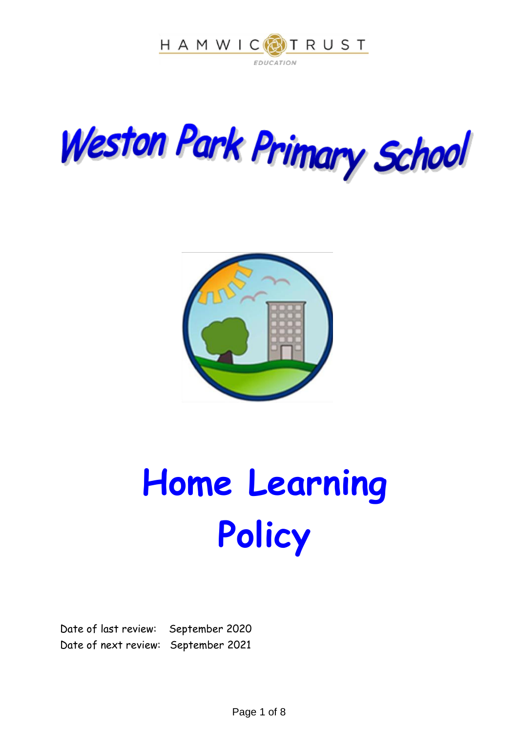HAMWIC TRUST

EDUCATION

# Weston Park Primary School

# Home Learning Policy

Date of last review: September 2020

Date of next review: September 2021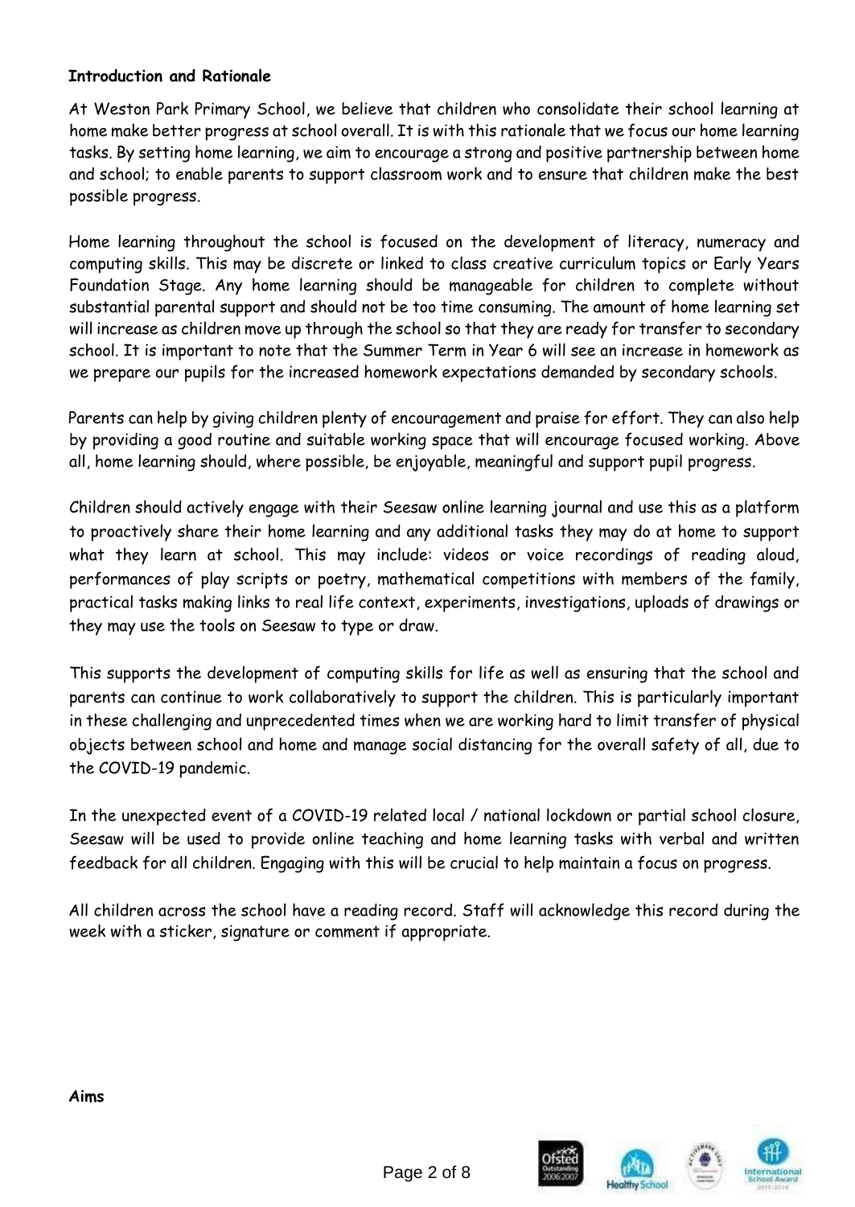**Introduction and Rationale**

At Weston Park Primary School, we believe that children who consolidate their school learning at home make better progress at school overall. It is with this rationale that we focus our home learning tasks. By setting home learning, we aim to encourage a strong and positive partnership between home and school; to enable parents to support classroom work and to ensure that children make the best possible progress.

Home learning throughout the school is focused on the development of literacy, numeracy and computing skills. This may be discrete or linked to class creative curriculum topics or Early Years Foundation Stage. Any home learning should be manageable for children to complete without substantial parental support and should not be too time consuming. The amount of home learning set will increase as children move up through the school so that they are ready for transfer to secondary school. It is important to note that the Summer Term in Year 6 will see an increase in homework as we prepare our pupils for the increased homework expectations demanded by secondary schools.

Parents can help by giving children plenty of encouragement and praise for effort. They can also help by providing a good routine and suitable working space that will encourage focused working. Above all, home learning should, where possible, be enjoyable, meaningful and support pupil progress.

Children should actively engage with their Seesaw online learning journal and use this as a platform to proactively share their home learning and any additional tasks they may do at home to support what they learn at school. This may include: videos or voice recordings of reading aloud, performances of play scripts or poetry, mathematical competitions with members of the family, practical tasks making links to real life context, experiments, investigations, uploads of drawings or they may use the tools on Seesaw to type or draw.

This supports the development of computing skills for life as well as ensuring that the school and parents can continue to work collaboratively to support the children. This is particularly important in these challenging and unprecedented times when we are working hard to limit transfer of physical objects between school and home and manage social distancing for the overall safety of all, due to the COVID-19 pandemic.

In the unexpected event of a COVID-19 related local / national lockdown or partial school closure, Seesaw will be used to provide online teaching and home learning tasks with verbal and written feedback for all children. Engaging with this will be crucial to help maintain a focus on progress.

All children across the school have a reading record. Staff will acknowledge this record during the week with a sticker, signature or comment if appropriate.

**Aims**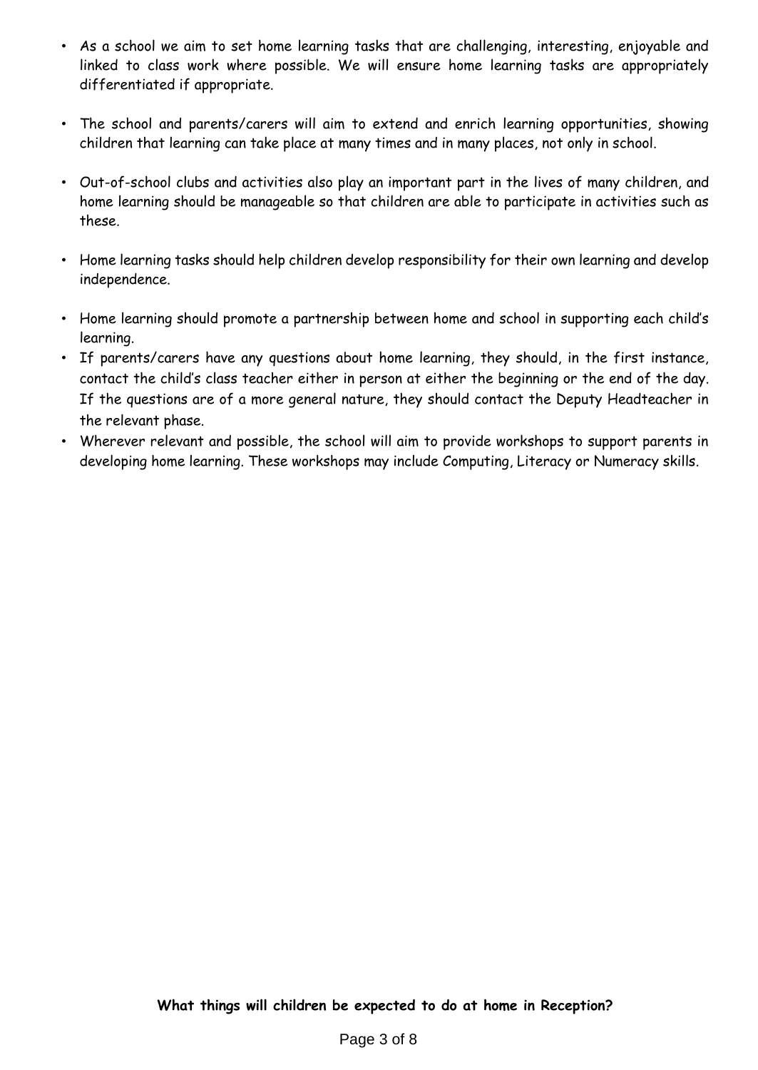- As a school we aim to set home learning tasks that are challenging, interesting, enjoyable and linked to class work where possible. We will ensure home learning tasks are appropriately differentiated if appropriate.

- The school and parents/carers will aim to extend and enrich learning opportunities, showing children that learning can take place at many times and in many places, not only in school.

- Out-of-school clubs and activities also play an important part in the lives of many children, and home learning should be manageable so that children are able to participate in activities such as these.

- Home learning tasks should help children develop responsibility for their own learning and develop independence.

- Home learning should promote a partnership between home and school in supporting each child's learning.
- If parents/carers have any questions about home learning, they should, in the first instance, contact the child's class teacher either in person at either the beginning or the end of the day. If the questions are of a more general nature, they should contact the Deputy Headteacher in the relevant phase.
- Wherever relevant and possible, the school will aim to provide workshops to support parents in developing home learning. These workshops may include Computing, Literacy or Numeracy skills.

**What things will children be expected to do at home in Reception?**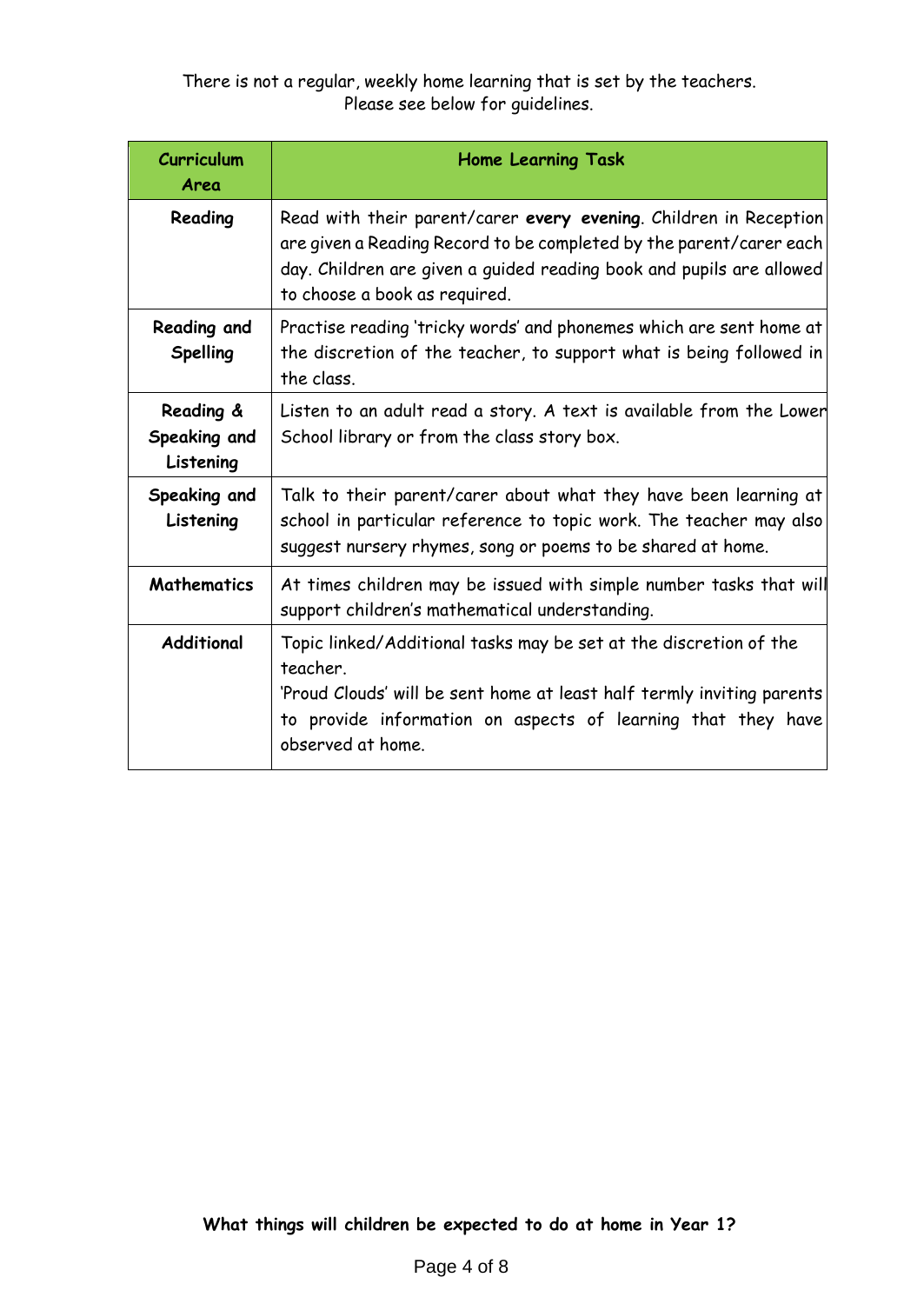There is not a regular, weekly home learning that is set by the teachers.
Please see below for guidelines.

| Curriculum Area | Home Learning Task |
|---|---|
| **Reading** | Read with their parent/carer **every evening**. Children in Reception are given a Reading Record to be completed by the parent/carer each day. Children are given a guided reading book and pupils are allowed to choose a book as required. |
| **Reading and Spelling** | Practise reading 'tricky words' and phonemes which are sent home at the discretion of the teacher, to support what is being followed in the class. |
| **Reading & Speaking and Listening** | Listen to an adult read a story. A text is available from the Lower School library or from the class story box. |
| **Speaking and Listening** | Talk to their parent/carer about what they have been learning at school in particular reference to topic work. The teacher may also suggest nursery rhymes, song or poems to be shared at home. |
| **Mathematics** | At times children may be issued with simple number tasks that will support children's mathematical understanding. |
| **Additional** | Topic linked/Additional tasks may be set at the discretion of the teacher. 'Proud Clouds' will be sent home at least half termly inviting parents to provide information on aspects of learning that they have observed at home. |

**What things will children be expected to do at home in Year 1?**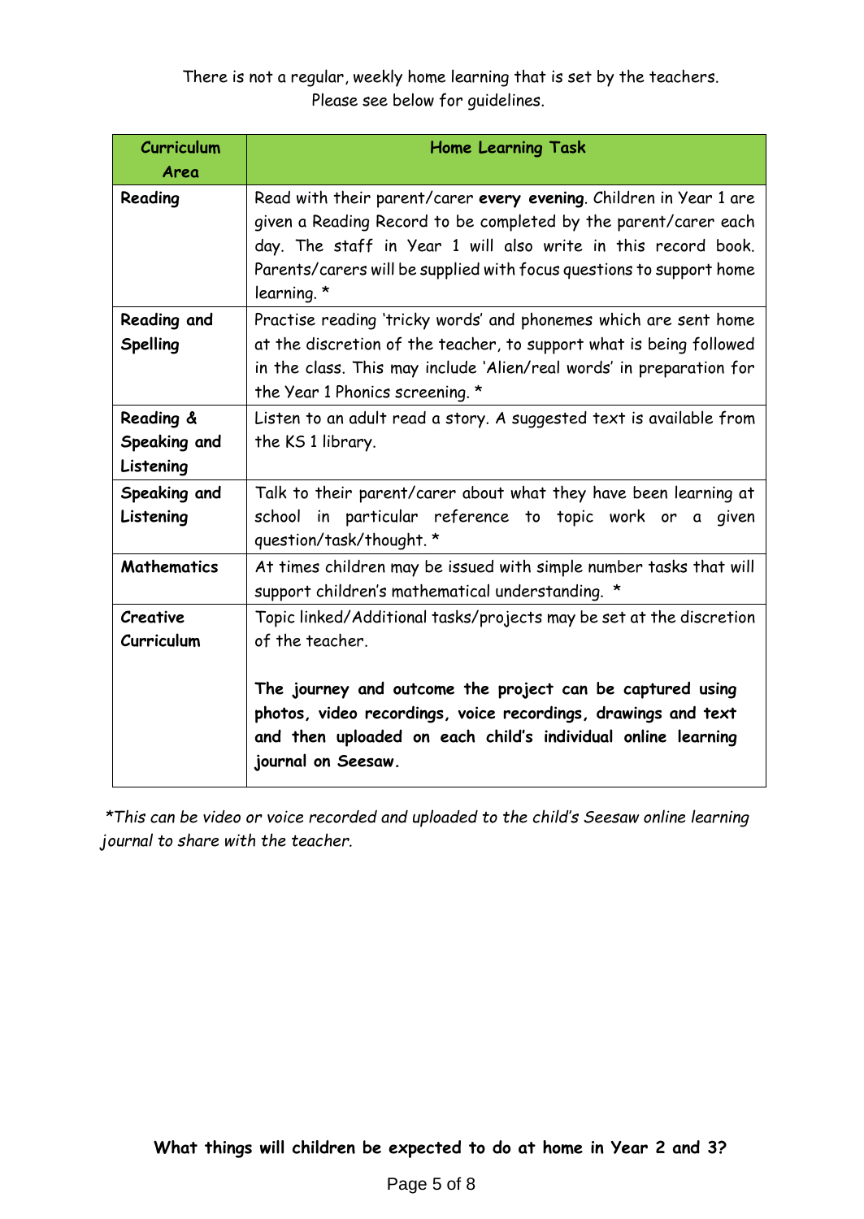There is not a regular, weekly home learning that is set by the teachers.
Please see below for guidelines.

| Curriculum Area | Home Learning Task |
| --- | --- |
| **Reading** | Read with their parent/carer **every evening**. Children in Year 1 are given a Reading Record to be completed by the parent/carer each day. The staff in Year 1 will also write in this record book. Parents/carers will be supplied with focus questions to support home learning. * |
| **Reading and Spelling** | Practise reading 'tricky words' and phonemes which are sent home at the discretion of the teacher, to support what is being followed in the class. This may include 'Alien/real words' in preparation for the Year 1 Phonics screening. * |
| **Reading & Speaking and Listening** | Listen to an adult read a story. A suggested text is available from the KS 1 library. |
| **Speaking and Listening** | Talk to their parent/carer about what they have been learning at school in particular reference to topic work or a given question/task/thought. * |
| **Mathematics** | At times children may be issued with simple number tasks that will support children's mathematical understanding. * |
| **Creative Curriculum** | Topic linked/Additional tasks/projects may be set at the discretion of the teacher. <br><br> **The journey and outcome the project can be captured using photos, video recordings, voice recordings, drawings and text and then uploaded on each child's individual online learning journal on Seesaw.** |

*\*This can be video or voice recorded and uploaded to the child's Seesaw online learning journal to share with the teacher.*

**What things will children be expected to do at home in Year 2 and 3?**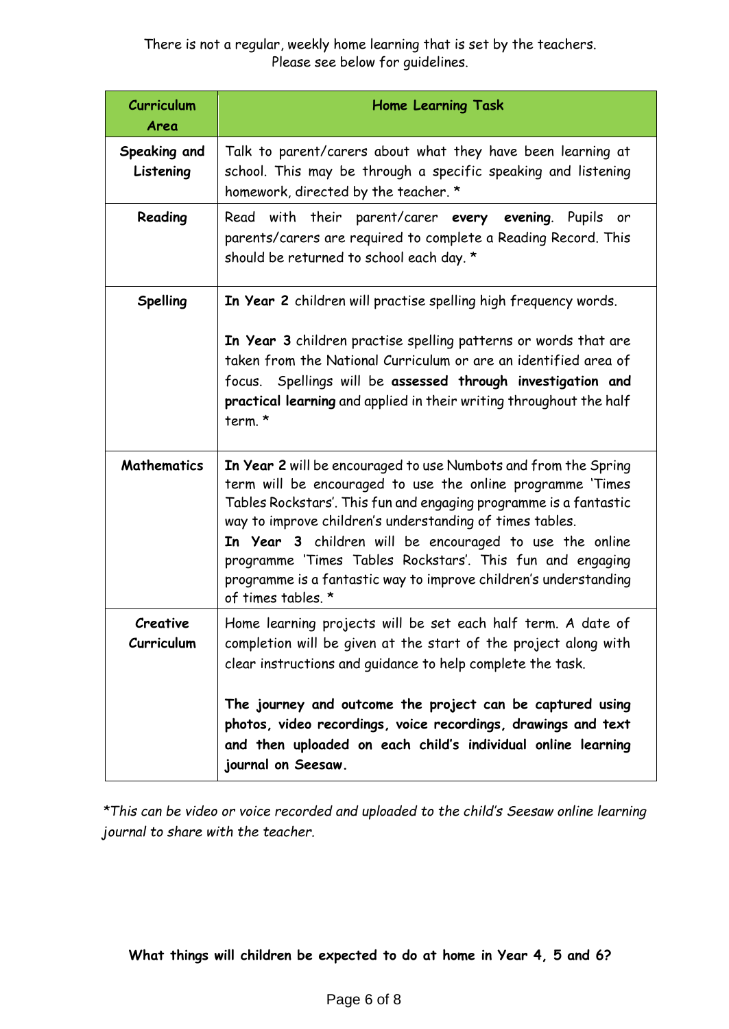There is not a regular, weekly home learning that is set by the teachers.
Please see below for guidelines.

| Curriculum Area | Home Learning Task |
| --- | --- |
| **Speaking and Listening** | Talk to parent/carers about what they have been learning at school. This may be through a specific speaking and listening homework, directed by the teacher. * |
| **Reading** | Read with their parent/carer **every evening**. Pupils or parents/carers are required to complete a Reading Record. This should be returned to school each day. * |
| **Spelling** | **In Year 2** children will practise spelling high frequency words.<br><br>**In Year 3** children practise spelling patterns or words that are taken from the National Curriculum or are an identified area of focus. Spellings will be **assessed through investigation and practical learning** and applied in their writing throughout the half term. * |
| **Mathematics** | **In Year 2** will be encouraged to use Numbots and from the Spring term will be encouraged to use the online programme 'Times Tables Rockstars'. This fun and engaging programme is a fantastic way to improve children's understanding of times tables.<br>**In Year 3** children will be encouraged to use the online programme 'Times Tables Rockstars'. This fun and engaging programme is a fantastic way to improve children's understanding of times tables. * |
| **Creative Curriculum** | Home learning projects will be set each half term. A date of completion will be given at the start of the project along with clear instructions and guidance to help complete the task.<br><br>**The journey and outcome the project can be captured using photos, video recordings, voice recordings, drawings and text and then uploaded on each child's individual online learning journal on Seesaw.** |

**This can be video or voice recorded and uploaded to the child's Seesaw online learning journal to share with the teacher.*

**What things will children be expected to do at home in Year 4, 5 and 6?**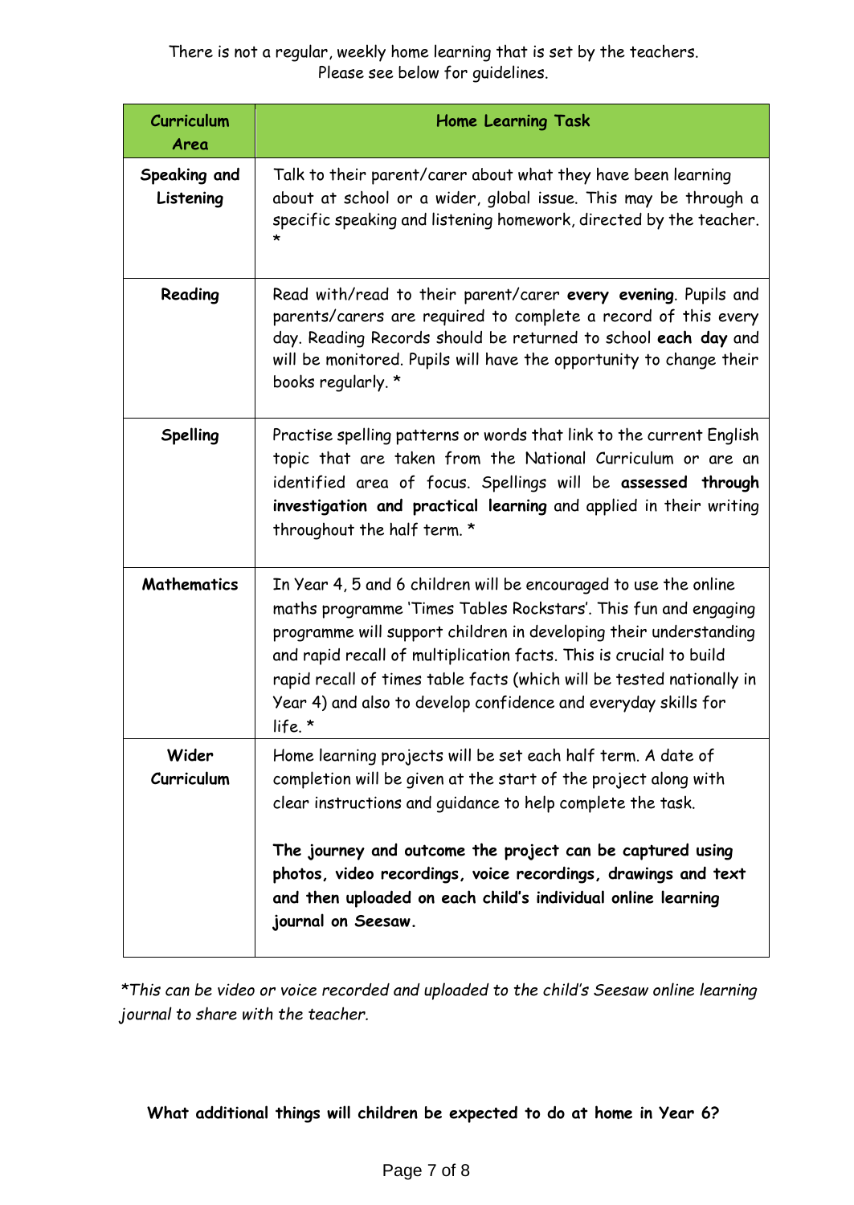There is not a regular, weekly home learning that is set by the teachers.
Please see below for guidelines.

| Curriculum Area | Home Learning Task |
| --- | --- |
| **Speaking and Listening** | Talk to their parent/carer about what they have been learning about at school or a wider, global issue. This may be through a specific speaking and listening homework, directed by the teacher. * |
| **Reading** | Read with/read to their parent/carer **every evening**. Pupils and parents/carers are required to complete a record of this every day. Reading Records should be returned to school **each day** and will be monitored. Pupils will have the opportunity to change their books regularly. * |
| **Spelling** | Practise spelling patterns or words that link to the current English topic that are taken from the National Curriculum or are an identified area of focus. Spellings will be **assessed through investigation and practical learning** and applied in their writing throughout the half term. * |
| **Mathematics** | In Year 4, 5 and 6 children will be encouraged to use the online maths programme 'Times Tables Rockstars'. This fun and engaging programme will support children in developing their understanding and rapid recall of multiplication facts. This is crucial to build rapid recall of times table facts (which will be tested nationally in Year 4) and also to develop confidence and everyday skills for life. * |
| **Wider Curriculum** | Home learning projects will be set each half term. A date of completion will be given at the start of the project along with clear instructions and guidance to help complete the task.<br><br>**The journey and outcome the project can be captured using photos, video recordings, voice recordings, drawings and text and then uploaded on each child's individual online learning journal on Seesaw.** |

*\*This can be video or voice recorded and uploaded to the child's Seesaw online learning journal to share with the teacher.*

**What additional things will children be expected to do at home in Year 6?**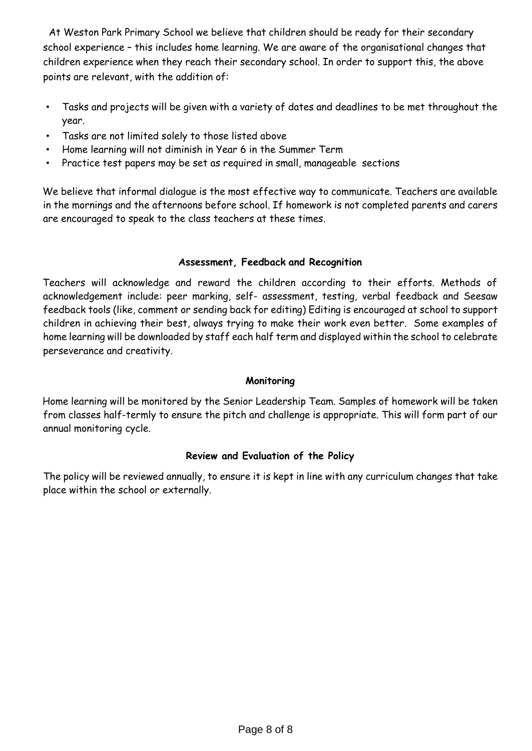At Weston Park Primary School we believe that children should be ready for their secondary school experience – this includes home learning. We are aware of the organisational changes that children experience when they reach their secondary school. In order to support this, the above points are relevant, with the addition of:

- Tasks and projects will be given with a variety of dates and deadlines to be met throughout the year.
- Tasks are not limited solely to those listed above
- Home learning will not diminish in Year 6 in the Summer Term
- Practice test papers may be set as required in small, manageable sections

We believe that informal dialogue is the most effective way to communicate. Teachers are available in the mornings and the afternoons before school. If homework is not completed parents and carers are encouraged to speak to the class teachers at these times.

**Assessment, Feedback and Recognition**

Teachers will acknowledge and reward the children according to their efforts. Methods of acknowledgement include: peer marking, self- assessment, testing, verbal feedback and Seesaw feedback tools (like, comment or sending back for editing) Editing is encouraged at school to support children in achieving their best, always trying to make their work even better. Some examples of home learning will be downloaded by staff each half term and displayed within the school to celebrate perseverance and creativity.

**Monitoring**

Home learning will be monitored by the Senior Leadership Team. Samples of homework will be taken from classes half-termly to ensure the pitch and challenge is appropriate. This will form part of our annual monitoring cycle.

**Review and Evaluation of the Policy**

The policy will be reviewed annually, to ensure it is kept in line with any curriculum changes that take place within the school or externally.